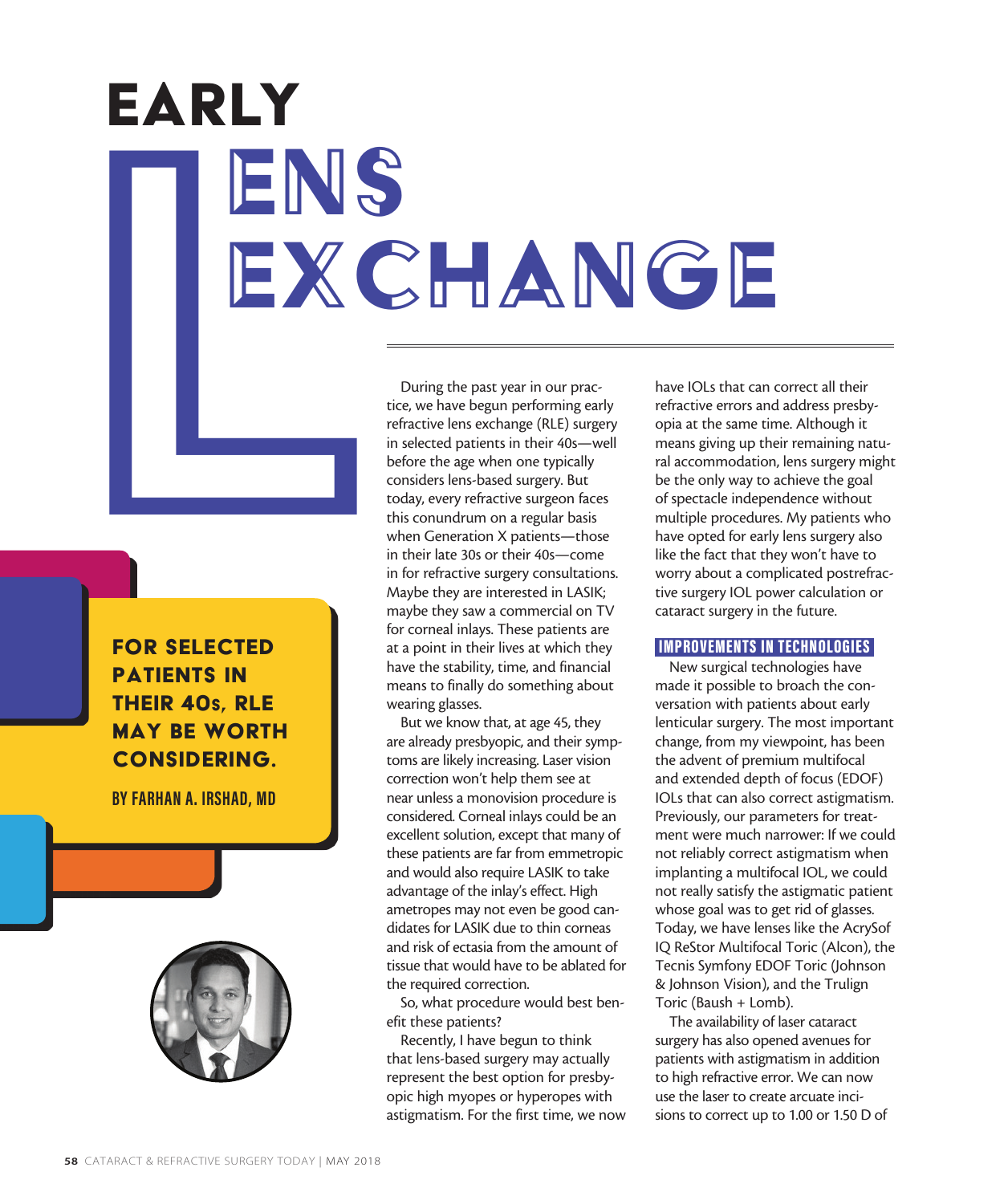# EARLY LENS EXCHANGE

**FOR SELECTED PATIENTS IN THEIR 40s, RLE MAY BE WORTH CONSIDERING.**

**BY FARHAN A. IRSHAD, MD**

During the past year in our practice, we have begun performing early refractive lens exchange (RLE) surgery in selected patients in their 40s—well before the age when one typically considers lens-based surgery. But today, every refractive surgeon faces this conundrum on a regular basis when Generation X patients—those in their late 30s or their 40s—come in for refractive surgery consultations. Maybe they are interested in LASIK; maybe they saw a commercial on TV for corneal inlays. These patients are at a point in their lives at which they have the stability, time, and financial means to finally do something about wearing glasses.

But we know that, at age 45, they are already presbyopic, and their symptoms are likely increasing. Laser vision correction won't help them see at near unless a monovision procedure is considered. Corneal inlays could be an excellent solution, except that many of these patients are far from emmetropic and would also require LASIK to take advantage of the inlay's effect. High ametropes may not even be good candidates for LASIK due to thin corneas and risk of ectasia from the amount of tissue that would have to be ablated for the required correction.

So, what procedure would best benefit these patients?

Recently, I have begun to think that lens-based surgery may actually represent the best option for presbyopic high myopes or hyperopes with astigmatism. For the first time, we now have IOLs that can correct all their refractive errors and address presbyopia at the same time. Although it means giving up their remaining natural accommodation, lens surgery might be the only way to achieve the goal of spectacle independence without multiple procedures. My patients who have opted for early lens surgery also like the fact that they won't have to worry about a complicated postrefractive surgery IOL power calculation or cataract surgery in the future.

## IMPROVEMENTS IN TECHNOLOGIES

New surgical technologies have made it possible to broach the conversation with patients about early lenticular surgery. The most important change, from my viewpoint, has been the advent of premium multifocal and extended depth of focus (EDOF) IOLs that can also correct astigmatism. Previously, our parameters for treatment were much narrower: If we could not reliably correct astigmatism when implanting a multifocal IOL, we could not really satisfy the astigmatic patient whose goal was to get rid of glasses. Today, we have lenses like the AcrySof IQ ReStor Multifocal Toric (Alcon), the Tecnis Symfony EDOF Toric (Johnson & Johnson Vision), and the Trulign Toric (Bausch + Lomb).

The availability of laser cataract surgery has also opened avenues for patients with astigmatism in addition to high refractive error. We can now use the laser to create arcuate incisions to correct up to 1.00 or 1.50 D of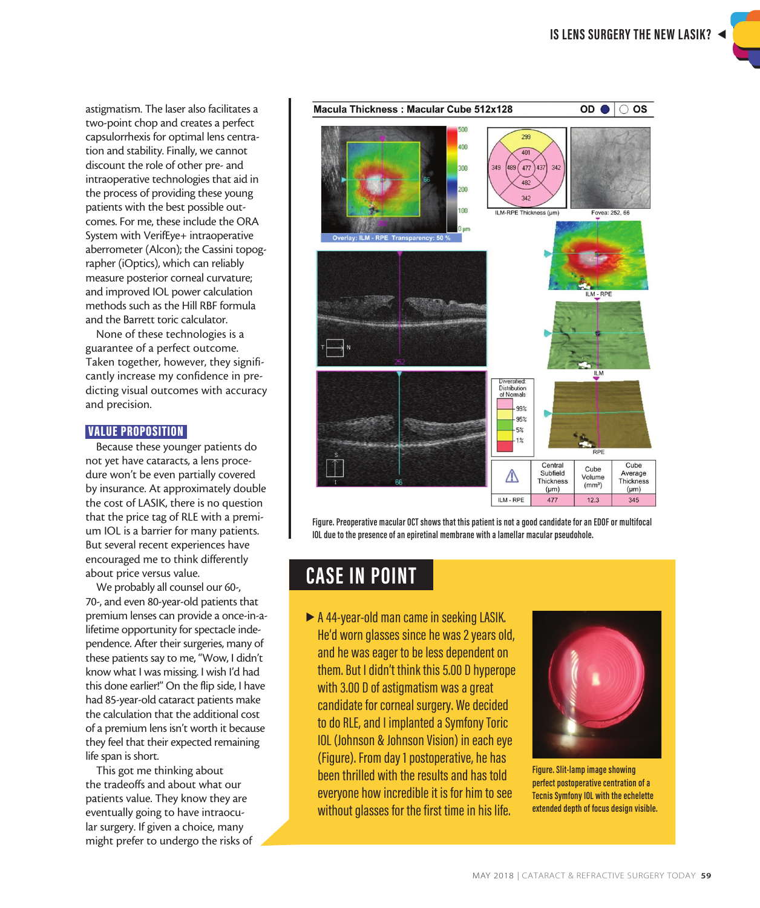astigmatism. The laser also facilitates a two-point chop and creates a perfect capsulorrhexis for optimal lens centration and stability. Finally, we cannot discount the role of other pre- and intraoperative technologies that aid in the process of providing these young patients with the best possible outcomes. For me, these include the ORA System with VerifEye+ intraoperative aberrometer (Alcon); the Cassini topographer (iOptics), which can reliably measure posterior corneal curvature; and improved IOL power calculation methods such as the Hill RBF formula and the Barrett toric calculator.

None of these technologies is a guarantee of a perfect outcome. Taken together, however, they significantly increase my confidence in predicting visual outcomes with accuracy and precision.

## VALUE PROPOSITION

Because these younger patients do not yet have cataracts, a lens procedure won't be even partially covered by insurance. At approximately double the cost of LASIK, there is no question that the price tag of RLE with a premium IOL is a barrier for many patients. But several recent experiences have encouraged me to think differently about price versus value.

We probably all counsel our 60-, 70-, and even 80-year-old patients that premium lenses can provide a once-in-a-lifetime opportunity for spectacle independence. After their surgeries, many of these patients say to me, "Wow, I didn't know what I was missing. I wish I'd had this done earlier!" On the flip side, I have had 85-year-old cataract patients make the calculation that the additional cost of a premium lens isn't worth it because they feel that their expected remaining life span is short.

This got me thinking about the tradeoffs and what our patients value. They know they are eventually going to have intraocular surgery. If given a choice, many might prefer to undergo the risks of

Figure. Preoperative macular OCT shows that this patient is not a good candidate for an EDOF or multifocal IOL due to the presence of an epiretinal membrane with a lamellar macular pseudohole.

## CASE IN POINT

▶ A 44-year-old man came in seeking LASIK. He'd worn glasses since he was 2 years old, and he was eager to be less dependent on them. But I didn't think this 5.00 D hyperope with 3.00 D of astigmatism was a great candidate for corneal surgery. We decided to do RLE, and I implanted a Symfony Toric IOL (Johnson & Johnson Vision) in each eye (Figure). From day 1 postoperative, he has been thrilled with the results and has told everyone how incredible it is for him to see without glasses for the first time in his life.

Figure. Slit-lamp image showing perfect postoperative centration of a Tecnis Symfony IOL with the echelette extended depth of focus design visible.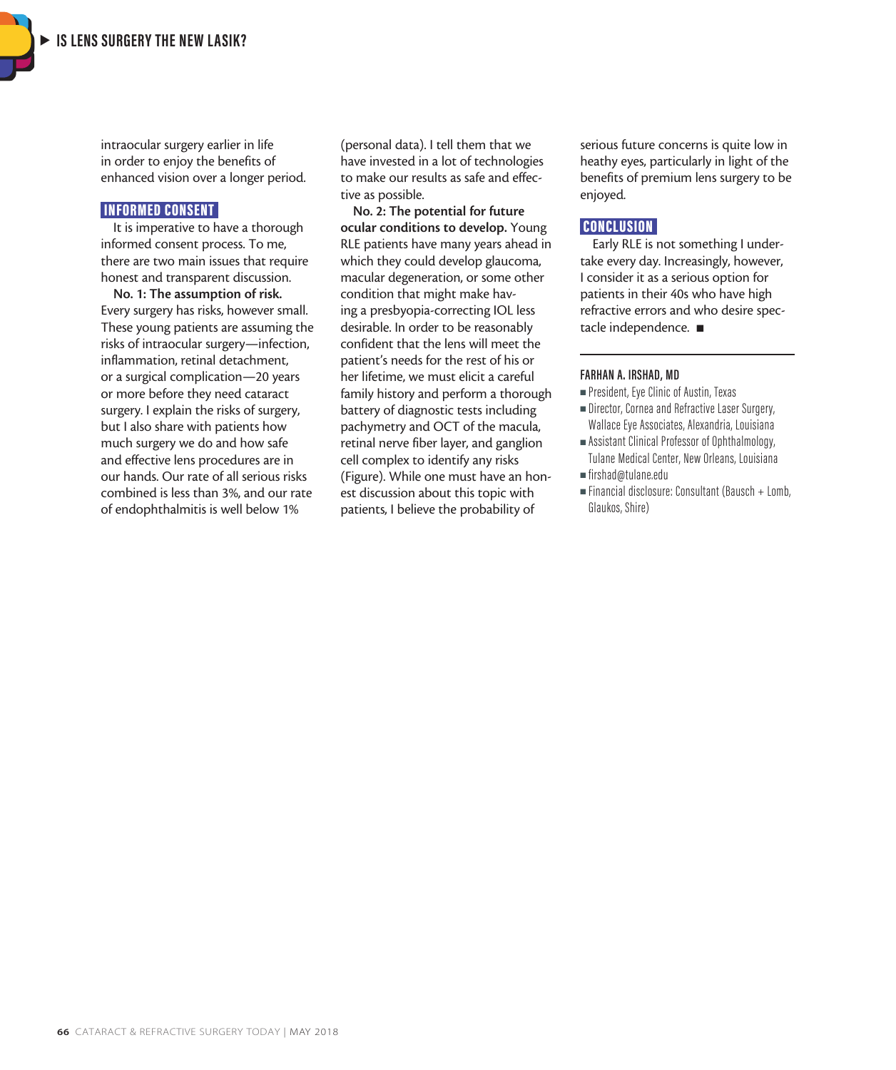intraocular surgery earlier in life in order to enjoy the benefits of enhanced vision over a longer period.

## INFORMED CONSENT

It is imperative to have a thorough informed consent process. To me, there are two main issues that require honest and transparent discussion.

**No. 1: The assumption of risk.** Every surgery has risks, however small. These young patients are assuming the risks of intraocular surgery—infection, inflammation, retinal detachment, or a surgical complication—20 years or more before they need cataract surgery. I explain the risks of surgery, but I also share with patients how much surgery we do and how safe and effective lens procedures are in our hands. Our rate of all serious risks combined is less than 3%, and our rate of endophthalmitis is well below 1% (personal data). I tell them that we have invested in a lot of technologies to make our results as safe and effective as possible.

**No. 2: The potential for future ocular conditions to develop.** Young RLE patients have many years ahead in which they could develop glaucoma, macular degeneration, or some other condition that might make having a presbyopia-correcting IOL less desirable. In order to be reasonably confident that the lens will meet the patient's needs for the rest of his or her lifetime, we must elicit a careful family history and perform a thorough battery of diagnostic tests including pachymetry and OCT of the macula, retinal nerve fiber layer, and ganglion cell complex to identify any risks (Figure). While one must have an honest discussion about this topic with patients, I believe the probability of serious future concerns is quite low in heathy eyes, particularly in light of the benefits of premium lens surgery to be enjoyed.

## CONCLUSION

Early RLE is not something I undertake every day. Increasingly, however, I consider it as a serious option for patients in their 40s who have high refractive errors and who desire spectacle independence. ■

---

**FARHAN A. IRSHAD, MD**

- President, Eye Clinic of Austin, Texas
- Director, Cornea and Refractive Laser Surgery, Wallace Eye Associates, Alexandria, Louisiana
- Assistant Clinical Professor of Ophthalmology, Tulane Medical Center, New Orleans, Louisiana
- firshad@tulane.edu
- Financial disclosure: Consultant (Bausch + Lomb, Glaukos, Shire)